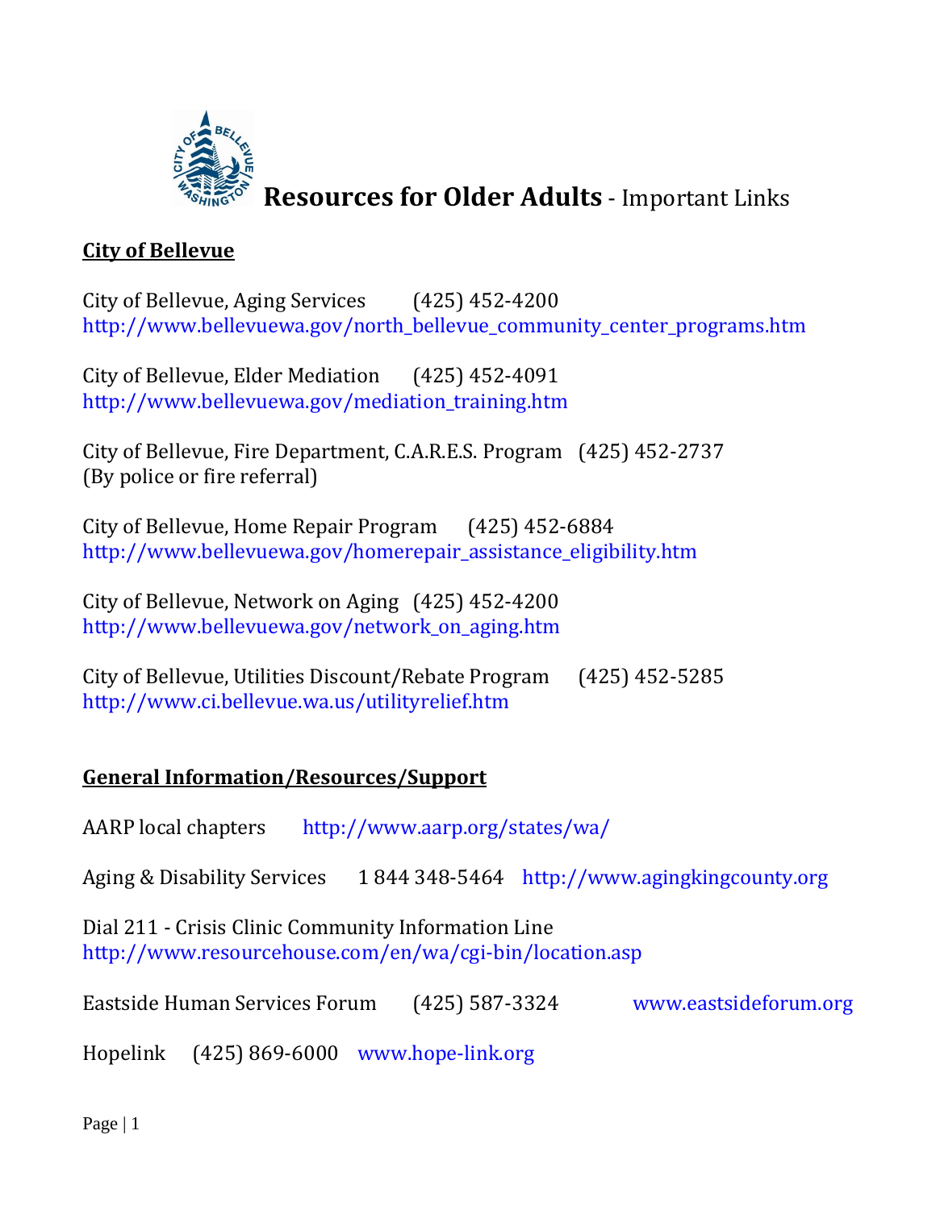# Resources for Older Adults - Important Links

## City of Bellevue

City of Bellevue, Aging Services (425) 452-4200
http://www.bellevuewa.gov/north_bellevue_community_center_programs.htm

City of Bellevue, Elder Mediation (425) 452-4091
http://www.bellevuewa.gov/mediation_training.htm

City of Bellevue, Fire Department, C.A.R.E.S. Program (425) 452-2737
(By police or fire referral)

City of Bellevue, Home Repair Program (425) 452-6884
http://www.bellevuewa.gov/homerepair_assistance_eligibility.htm

City of Bellevue, Network on Aging (425) 452-4200
http://www.bellevuewa.gov/network_on_aging.htm

City of Bellevue, Utilities Discount/Rebate Program (425) 452-5285
http://www.ci.bellevue.wa.us/utilityrelief.htm

## General Information/Resources/Support

AARP local chapters http://www.aarp.org/states/wa/

Aging & Disability Services 1 844 348-5464 http://www.agingkingcounty.org

Dial 211 - Crisis Clinic Community Information Line
http://www.resourcehouse.com/en/wa/cgi-bin/location.asp

Eastside Human Services Forum (425) 587-3324 www.eastsideforum.org

Hopelink (425) 869-6000 www.hope-link.org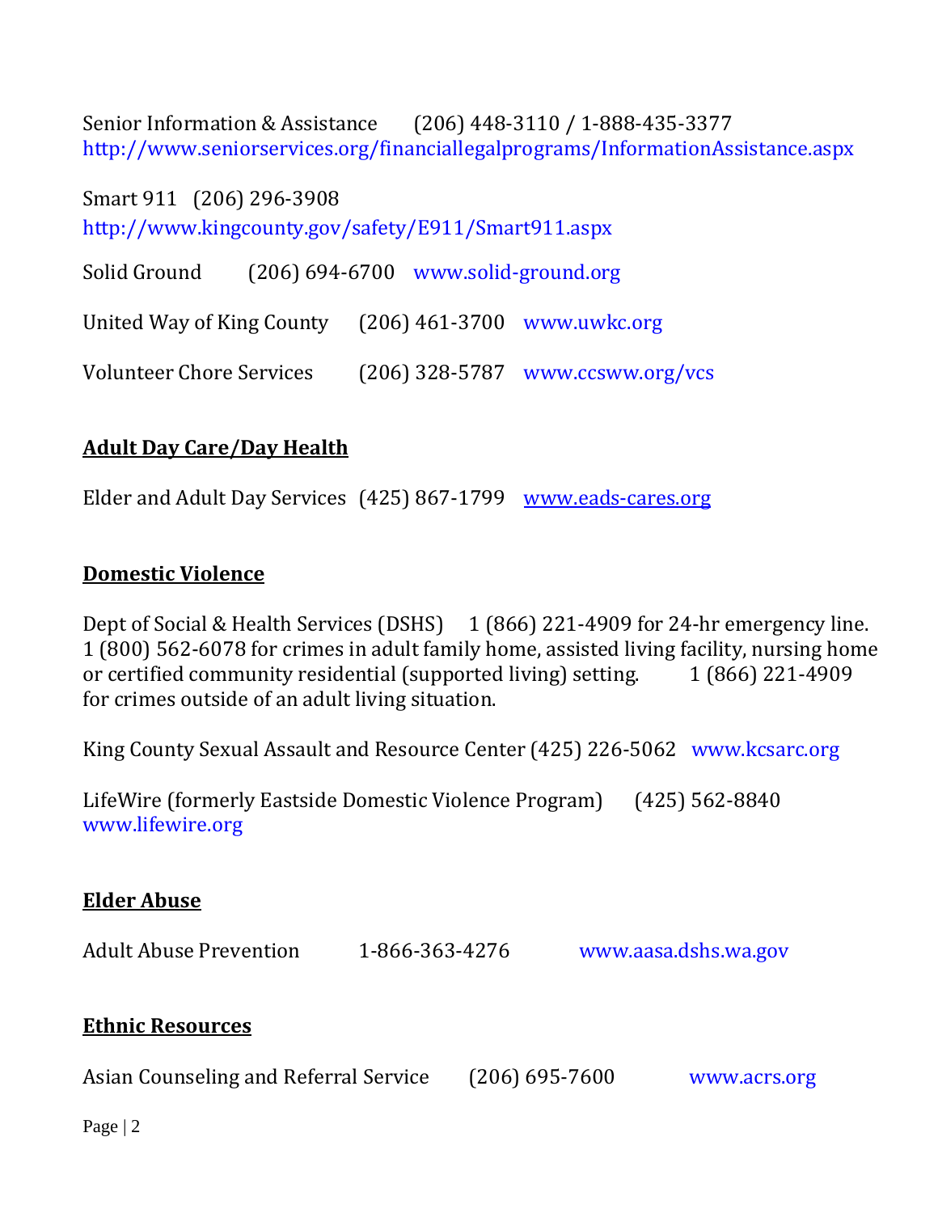Senior Information & Assistance (206) 448-3110 / 1-888-435-3377
http://www.seniorservices.org/financiallegalprograms/InformationAssistance.aspx

Smart 911 (206) 296-3908
http://www.kingcounty.gov/safety/E911/Smart911.aspx

Solid Ground (206) 694-6700 www.solid-ground.org

United Way of King County (206) 461-3700 www.uwkc.org

Volunteer Chore Services (206) 328-5787 www.ccsww.org/vcs

## Adult Day Care/Day Health

Elder and Adult Day Services (425) 867-1799 www.eads-cares.org

## Domestic Violence

Dept of Social & Health Services (DSHS) 1 (866) 221-4909 for 24-hr emergency line. 1 (800) 562-6078 for crimes in adult family home, assisted living facility, nursing home or certified community residential (supported living) setting. 1 (866) 221-4909 for crimes outside of an adult living situation.

King County Sexual Assault and Resource Center (425) 226-5062 www.kcsarc.org

LifeWire (formerly Eastside Domestic Violence Program) (425) 562-8840 www.lifewire.org

## Elder Abuse

Adult Abuse Prevention 1-866-363-4276 www.aasa.dshs.wa.gov

## Ethnic Resources

Asian Counseling and Referral Service (206) 695-7600 www.acrs.org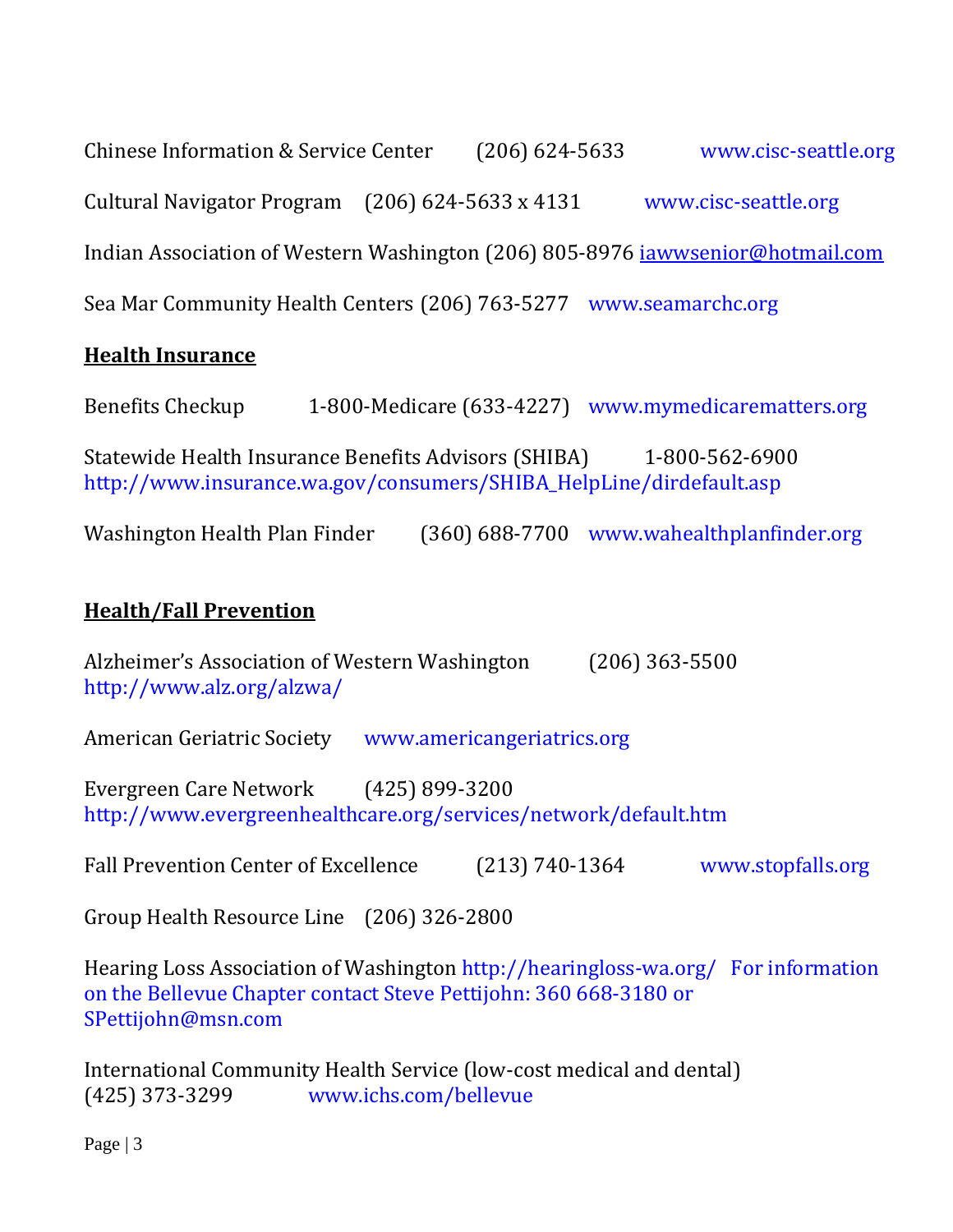Chinese Information & Service Center (206) 624-5633 www.cisc-seattle.org

Cultural Navigator Program (206) 624-5633 x 4131 www.cisc-seattle.org

Indian Association of Western Washington (206) 805-8976 iawwsenior@hotmail.com

Sea Mar Community Health Centers (206) 763-5277 www.seamarchc.org

## Health Insurance

Benefits Checkup 1-800-Medicare (633-4227) www.mymedicarematters.org

Statewide Health Insurance Benefits Advisors (SHIBA) 1-800-562-6900
http://www.insurance.wa.gov/consumers/SHIBA_HelpLine/dirdefault.asp

Washington Health Plan Finder (360) 688-7700 www.wahealthplanfinder.org

## Health/Fall Prevention

Alzheimer's Association of Western Washington (206) 363-5500
http://www.alz.org/alzwa/

American Geriatric Society www.americangeriatrics.org

Evergreen Care Network (425) 899-3200
http://www.evergreenhealthcare.org/services/network/default.htm

Fall Prevention Center of Excellence (213) 740-1364 www.stopfalls.org

Group Health Resource Line (206) 326-2800

Hearing Loss Association of Washington http://hearingloss-wa.org/ For information on the Bellevue Chapter contact Steve Pettijohn: 360 668-3180 or SPettijohn@msn.com

International Community Health Service (low-cost medical and dental)
(425) 373-3299 www.ichs.com/bellevue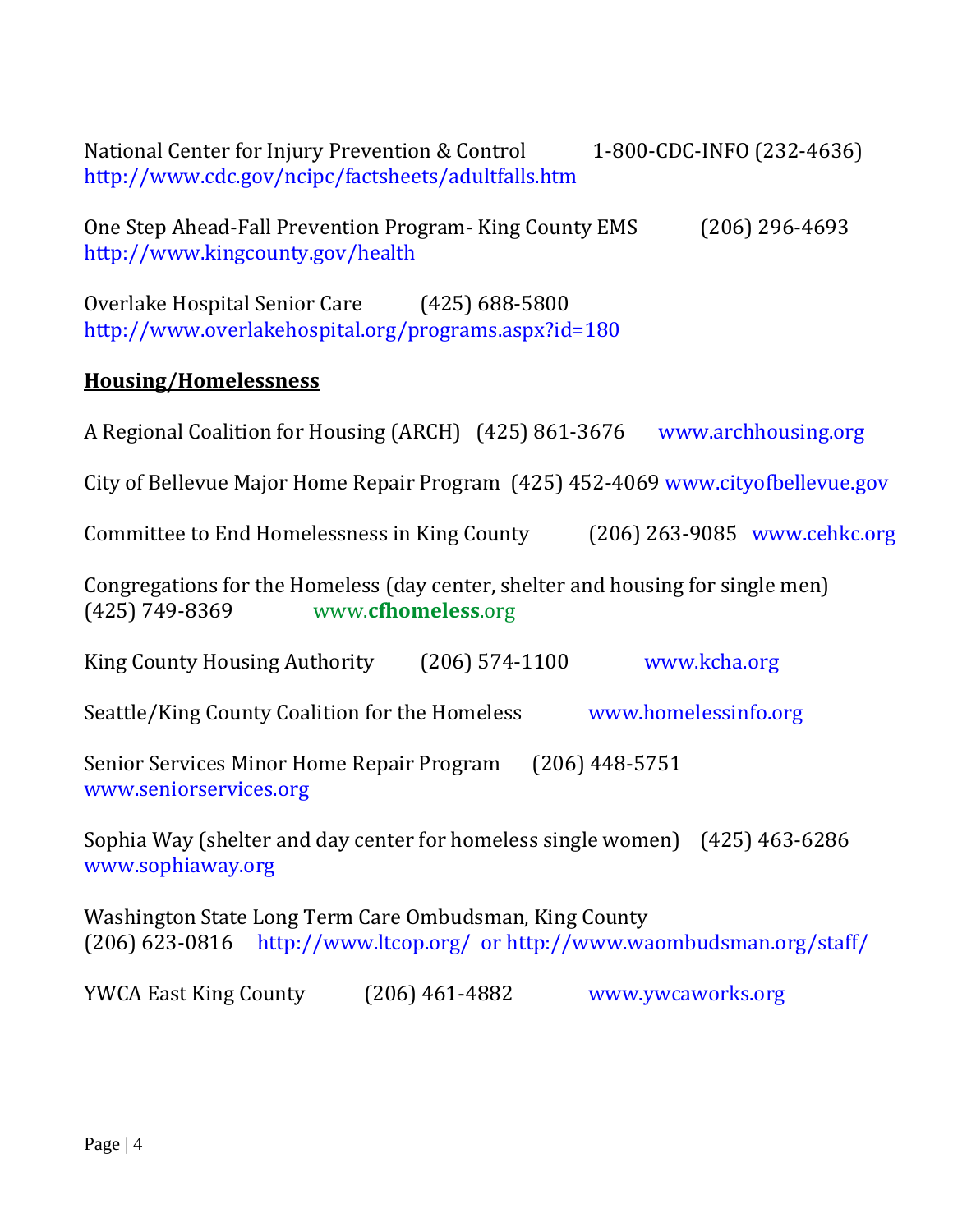National Center for Injury Prevention & Control 1-800-CDC-INFO (232-4636)
http://www.cdc.gov/ncipc/factsheets/adultfalls.htm

One Step Ahead-Fall Prevention Program- King County EMS (206) 296-4693
http://www.kingcounty.gov/health

Overlake Hospital Senior Care (425) 688-5800
http://www.overlakehospital.org/programs.aspx?id=180

## Housing/Homelessness

A Regional Coalition for Housing (ARCH) (425) 861-3676 www.archhousing.org

City of Bellevue Major Home Repair Program (425) 452-4069 www.cityofbellevue.gov

Committee to End Homelessness in King County (206) 263-9085 www.cehkc.org

Congregations for the Homeless (day center, shelter and housing for single men)
(425) 749-8369 www.**cfhomeless**.org

King County Housing Authority (206) 574-1100 www.kcha.org

Seattle/King County Coalition for the Homeless www.homelessinfo.org

Senior Services Minor Home Repair Program (206) 448-5751
www.seniorservices.org

Sophia Way (shelter and day center for homeless single women) (425) 463-6286
www.sophiaway.org

Washington State Long Term Care Ombudsman, King County
(206) 623-0816 http://www.ltcop.org/ or http://www.waombudsman.org/staff/

YWCA East King County (206) 461-4882 www.ywcaworks.org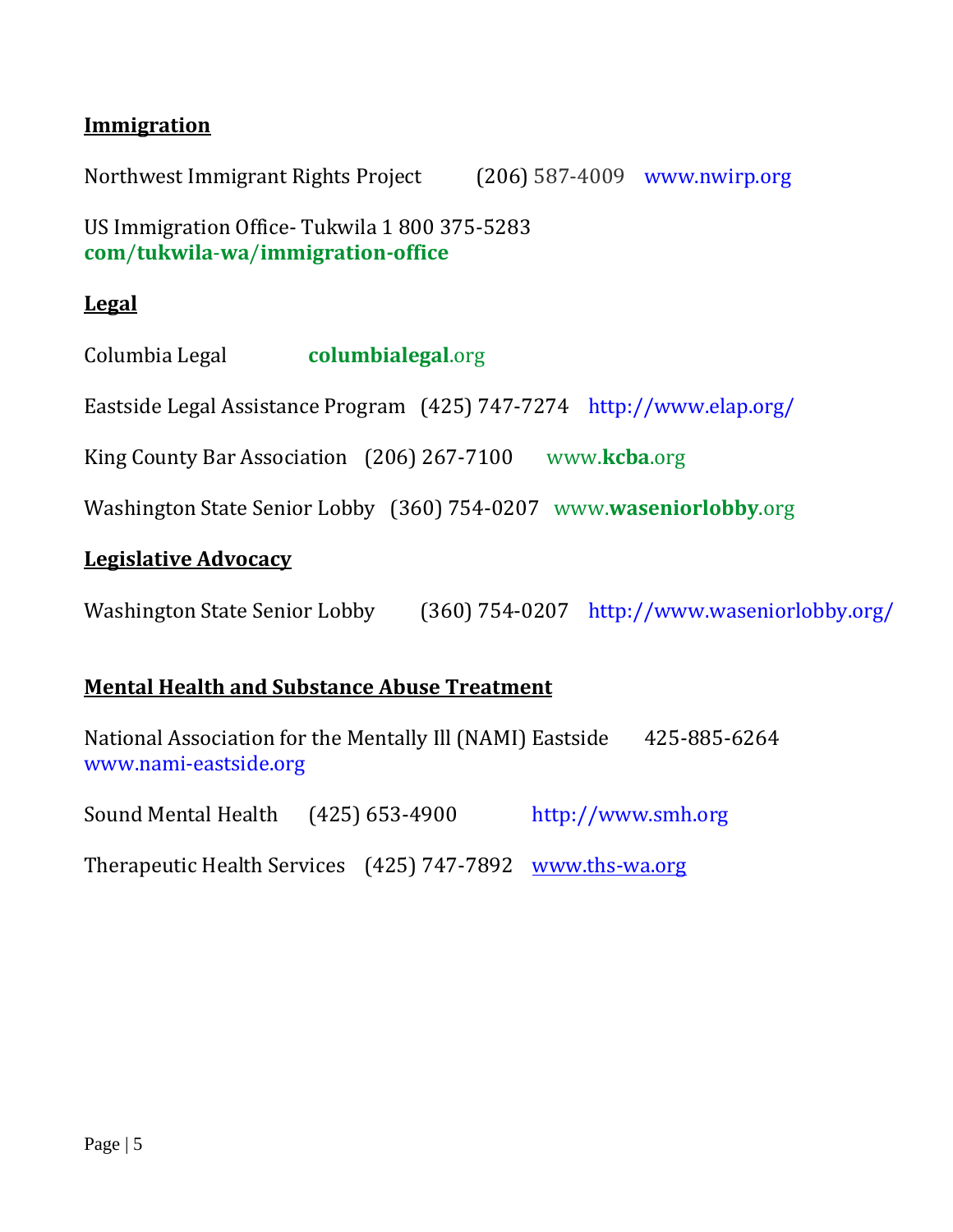## Immigration

Northwest Immigrant Rights Project (206) 587-4009 www.nwirp.org

US Immigration Office- Tukwila 1 800 375-5283
**com/tukwila-wa/immigration-office**

## Legal

Columbia Legal **columbialegal**.org

Eastside Legal Assistance Program (425) 747-7274 http://www.elap.org/

King County Bar Association (206) 267-7100 www.**kcba**.org

Washington State Senior Lobby (360) 754-0207 www.**waseniorlobby**.org

## Legislative Advocacy

Washington State Senior Lobby (360) 754-0207 http://www.waseniorlobby.org/

## Mental Health and Substance Abuse Treatment

National Association for the Mentally Ill (NAMI) Eastside 425-885-6264
www.nami-eastside.org

Sound Mental Health (425) 653-4900 http://www.smh.org

Therapeutic Health Services (425) 747-7892 www.ths-wa.org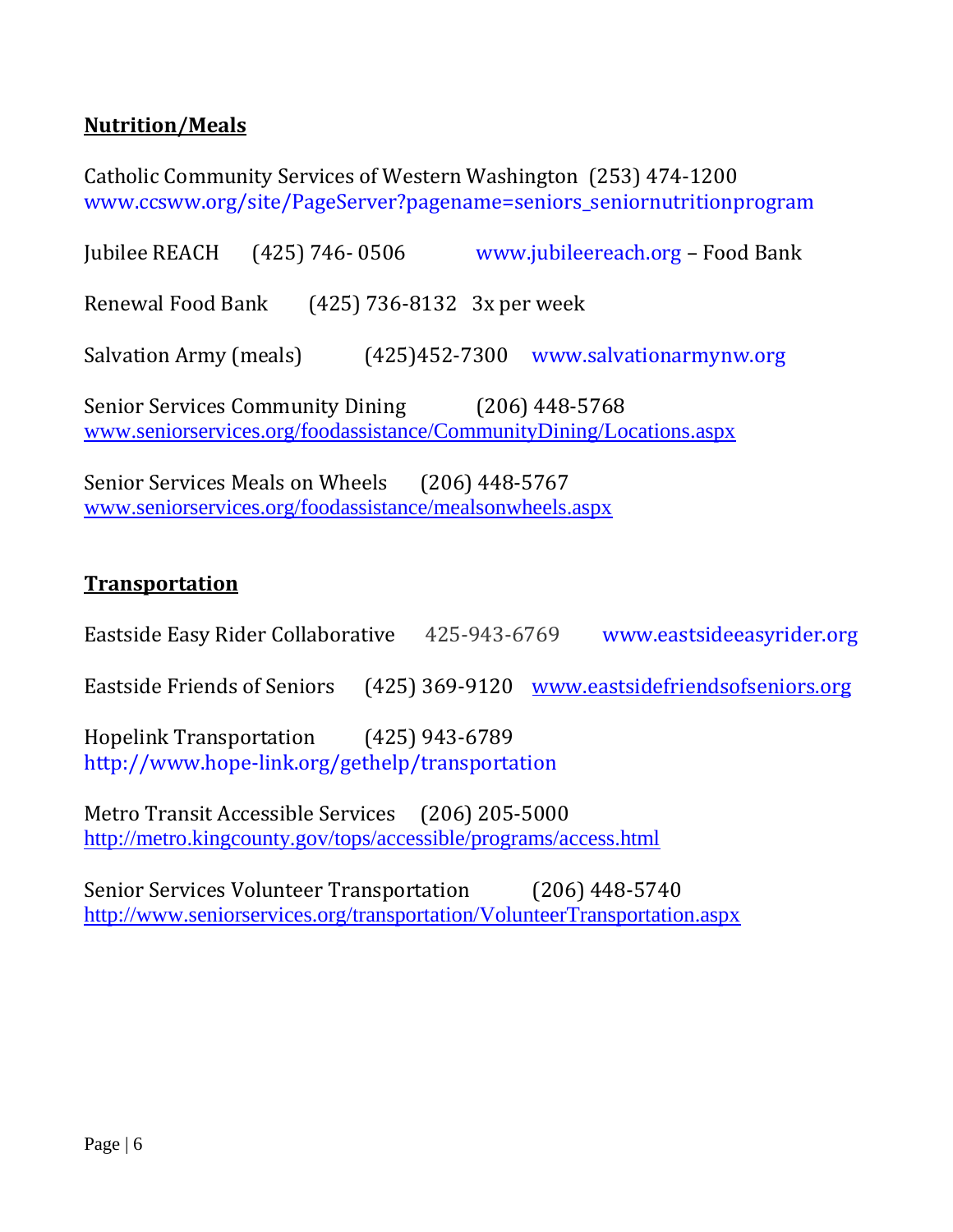**Nutrition/Meals**

Catholic Community Services of Western Washington (253) 474-1200
www.ccsww.org/site/PageServer?pagename=seniors_seniornutritionprogram

Jubilee REACH (425) 746- 0506 www.jubileereach.org – Food Bank

Renewal Food Bank (425) 736-8132 3x per week

Salvation Army (meals) (425)452-7300 www.salvationarmynw.org

Senior Services Community Dining (206) 448-5768
www.seniorservices.org/foodassistance/CommunityDining/Locations.aspx

Senior Services Meals on Wheels (206) 448-5767
www.seniorservices.org/foodassistance/mealsonwheels.aspx

**Transportation**

Eastside Easy Rider Collaborative 425-943-6769 www.eastsideeasyrider.org

Eastside Friends of Seniors (425) 369-9120 www.eastsidefriendsofseniors.org

Hopelink Transportation (425) 943-6789
http://www.hope-link.org/gethelp/transportation

Metro Transit Accessible Services (206) 205-5000
http://metro.kingcounty.gov/tops/accessible/programs/access.html

Senior Services Volunteer Transportation (206) 448-5740
http://www.seniorservices.org/transportation/VolunteerTransportation.aspx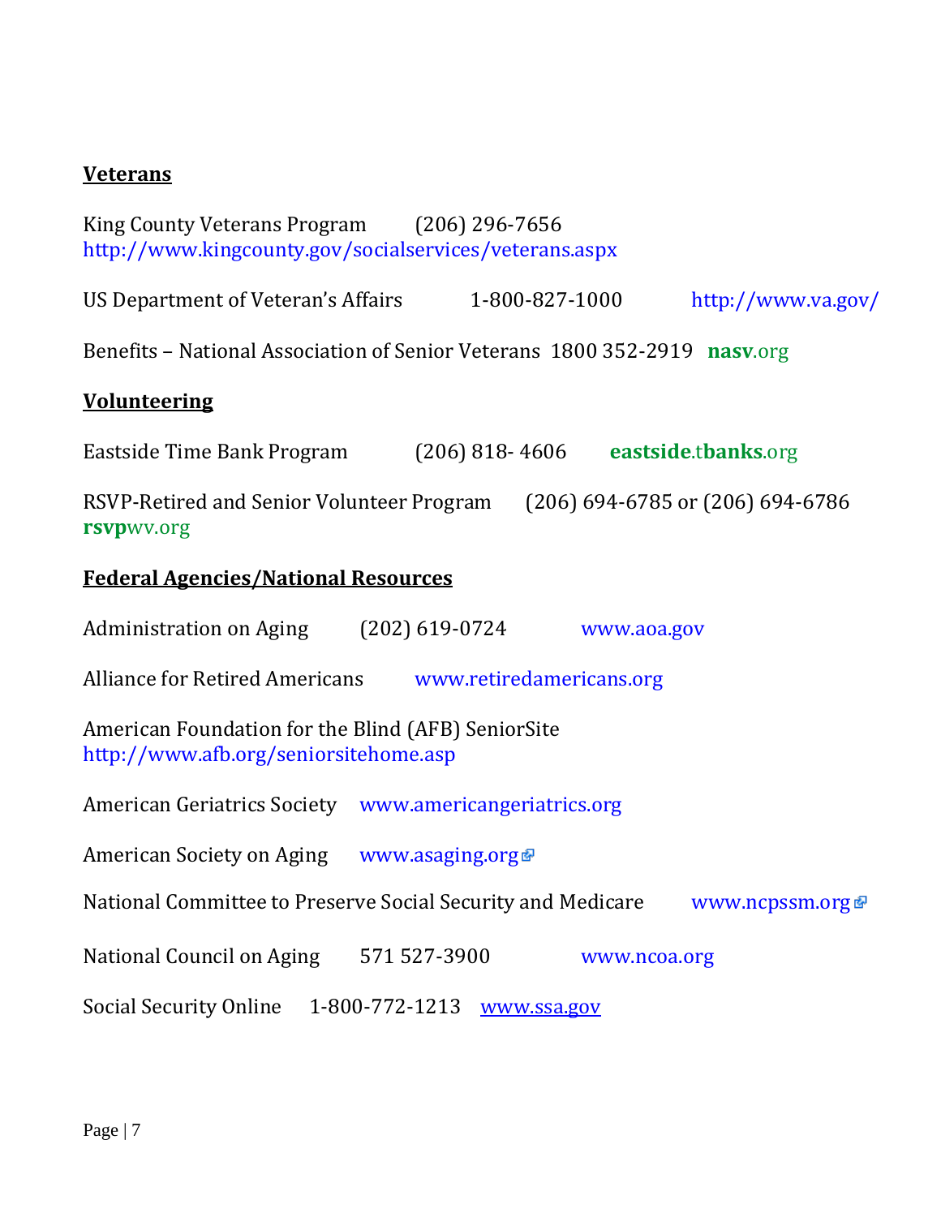## Veterans

King County Veterans Program (206) 296-7656
http://www.kingcounty.gov/socialservices/veterans.aspx

US Department of Veteran's Affairs 1-800-827-1000 http://www.va.gov/

Benefits – National Association of Senior Veterans 1800 352-2919 **nasv**.org

## Volunteering

Eastside Time Bank Program (206) 818- 4606 **eastside**.t**banks**.org

RSVP-Retired and Senior Volunteer Program (206) 694-6785 or (206) 694-6786
**rsvp**wv.org

## Federal Agencies/National Resources

Administration on Aging (202) 619-0724 www.aoa.gov

Alliance for Retired Americans www.retiredamericans.org

American Foundation for the Blind (AFB) SeniorSite
http://www.afb.org/seniorsitehome.asp

American Geriatrics Society www.americangeriatrics.org

American Society on Aging www.asaging.org

National Committee to Preserve Social Security and Medicare www.ncpssm.org

National Council on Aging 571 527-3900 www.ncoa.org

Social Security Online 1-800-772-1213 www.ssa.gov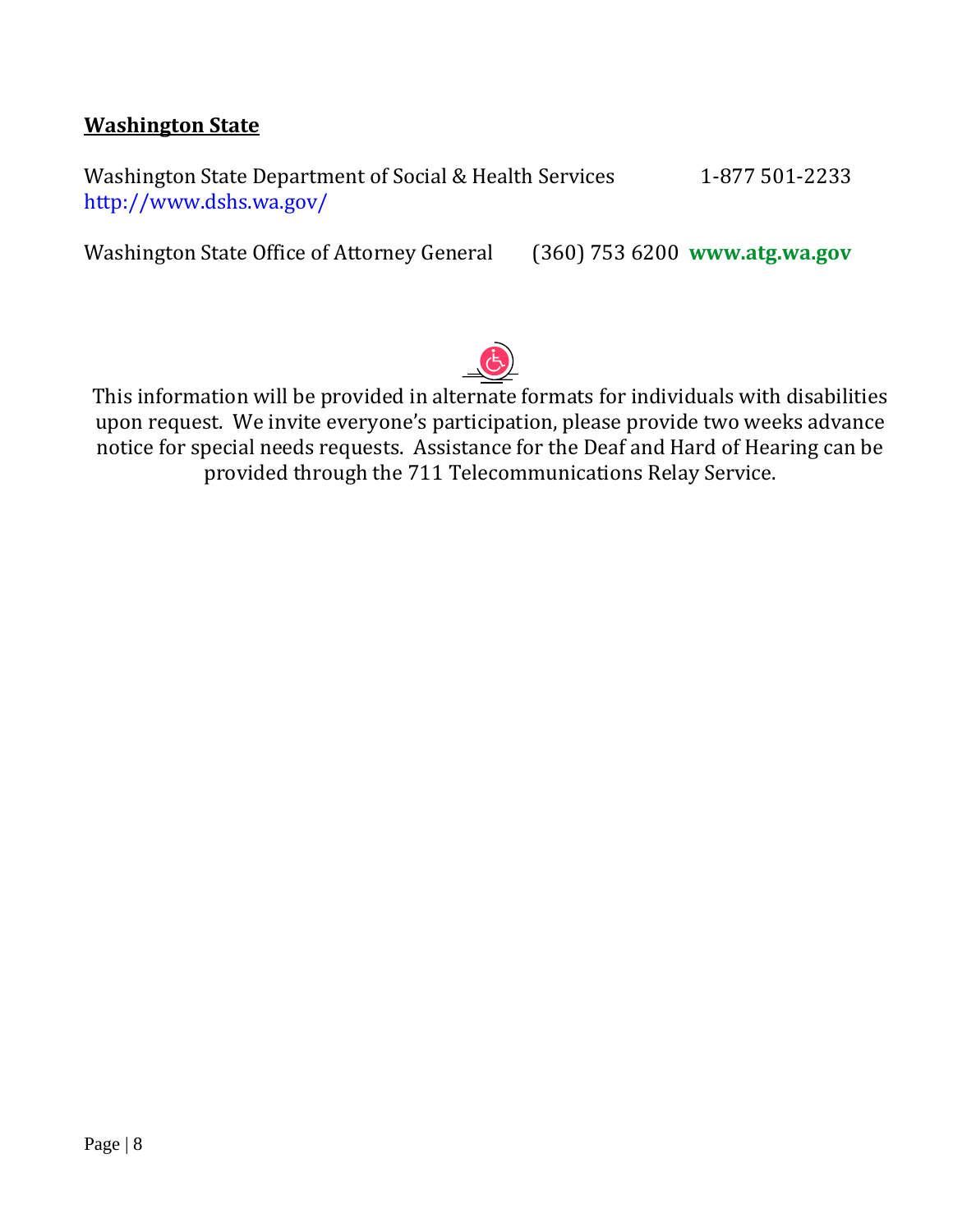**Washington State**

Washington State Department of Social & Health Services 1-877 501-2233
http://www.dshs.wa.gov/

Washington State Office of Attorney General (360) 753 6200 **www.atg.wa.gov**

This information will be provided in alternate formats for individuals with disabilities upon request. We invite everyone's participation, please provide two weeks advance notice for special needs requests. Assistance for the Deaf and Hard of Hearing can be provided through the 711 Telecommunications Relay Service.